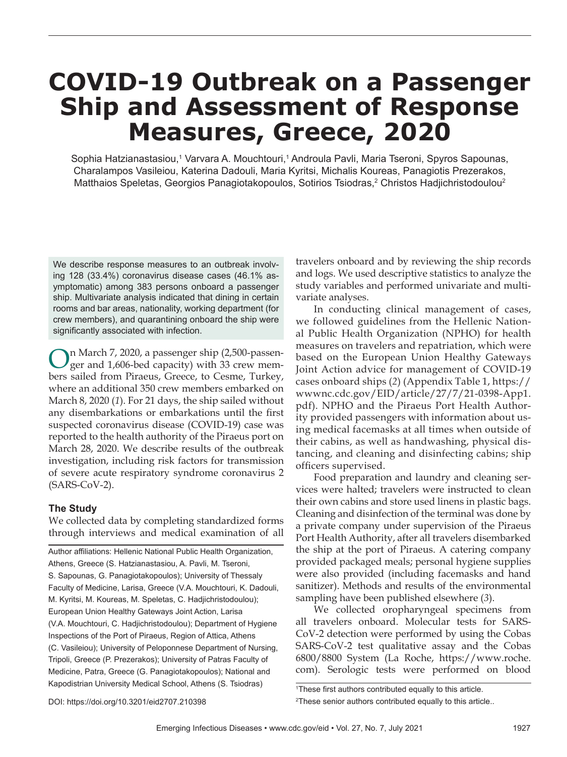# COVID-19 Outbreak on a Passenger Ship and Assessment of Response Measures, Greece, 2020

Sophia Hatzianastasiou,[1] Varvara A. Mouchtouri,[1] Androula Pavli, Maria Tseroni, Spyros Sapounas, Charalampos Vasileiou, Katerina Dadouli, Maria Kyritsi, Michalis Koureas, Panagiotis Prezerakos, Matthaios Speletas, Georgios Panagiotakopoulos, Sotirios Tsiodras,[2] Christos Hadjichristodoulou[2]

We describe response measures to an outbreak involving 128 (33.4%) coronavirus disease cases (46.1% asymptomatic) among 383 persons onboard a passenger ship. Multivariate analysis indicated that dining in certain rooms and bar areas, nationality, working department (for crew members), and quarantining onboard the ship were significantly associated with infection.

On March 7, 2020, a passenger ship (2,500-passenger and 1,606-bed capacity) with 33 crew members sailed from Piraeus, Greece, to Cesme, Turkey, where an additional 350 crew members embarked on March 8, 2020 (*1*). For 21 days, the ship sailed without any disembarkations or embarkations until the first suspected coronavirus disease (COVID-19) case was reported to the health authority of the Piraeus port on March 28, 2020. We describe results of the outbreak investigation, including risk factors for transmission of severe acute respiratory syndrome coronavirus 2 (SARS-CoV-2).

## The Study

We collected data by completing standardized forms through interviews and medical examination of all travelers onboard and by reviewing the ship records and logs. We used descriptive statistics to analyze the study variables and performed univariate and multivariate analyses.

In conducting clinical management of cases, we followed guidelines from the Hellenic National Public Health Organization (NPHO) for health measures on travelers and repatriation, which were based on the European Union Healthy Gateways Joint Action advice for management of COVID-19 cases onboard ships (*2*) (Appendix Table 1, https://wwwnc.cdc.gov/EID/article/27/7/21-0398-App1.pdf). NPHO and the Piraeus Port Health Authority provided passengers with information about using medical facemasks at all times when outside of their cabins, as well as handwashing, physical distancing, and cleaning and disinfecting cabins; ship officers supervised.

Food preparation and laundry and cleaning services were halted; travelers were instructed to clean their own cabins and store used linens in plastic bags. Cleaning and disinfection of the terminal was done by a private company under supervision of the Piraeus Port Health Authority, after all travelers disembarked the ship at the port of Piraeus. A catering company provided packaged meals; personal hygiene supplies were also provided (including facemasks and hand sanitizer). Methods and results of the environmental sampling have been published elsewhere (*3*).

We collected oropharyngeal specimens from all travelers onboard. Molecular tests for SARS-CoV-2 detection were performed by using the Cobas SARS-CoV-2 test qualitative assay and the Cobas 6800/8800 System (La Roche, https://www.roche.com). Serologic tests were performed on blood

Author affiliations: Hellenic National Public Health Organization, Athens, Greece (S. Hatzianastasiou, A. Pavli, M. Tseroni, S. Sapounas, G. Panagiotakopoulos); University of Thessaly Faculty of Medicine, Larisa, Greece (V.A. Mouchtouri, K. Dadouli, M. Kyritsi, M. Koureas, M. Speletas, C. Hadjichristodoulou); European Union Healthy Gateways Joint Action, Larisa (V.A. Mouchtouri, C. Hadjichristodoulou); Department of Hygiene Inspections of the Port of Piraeus, Region of Attica, Athens (C. Vasileiou); University of Peloponnese Department of Nursing, Tripoli, Greece (P. Prezerakos); University of Patras Faculty of Medicine, Patra, Greece (G. Panagiotakopoulos); National and Kapodistrian University Medical School, Athens (S. Tsiodras)

DOI: https://doi.org/10.3201/eid2707.210398

[1]These first authors contributed equally to this article.

[2]These senior authors contributed equally to this article..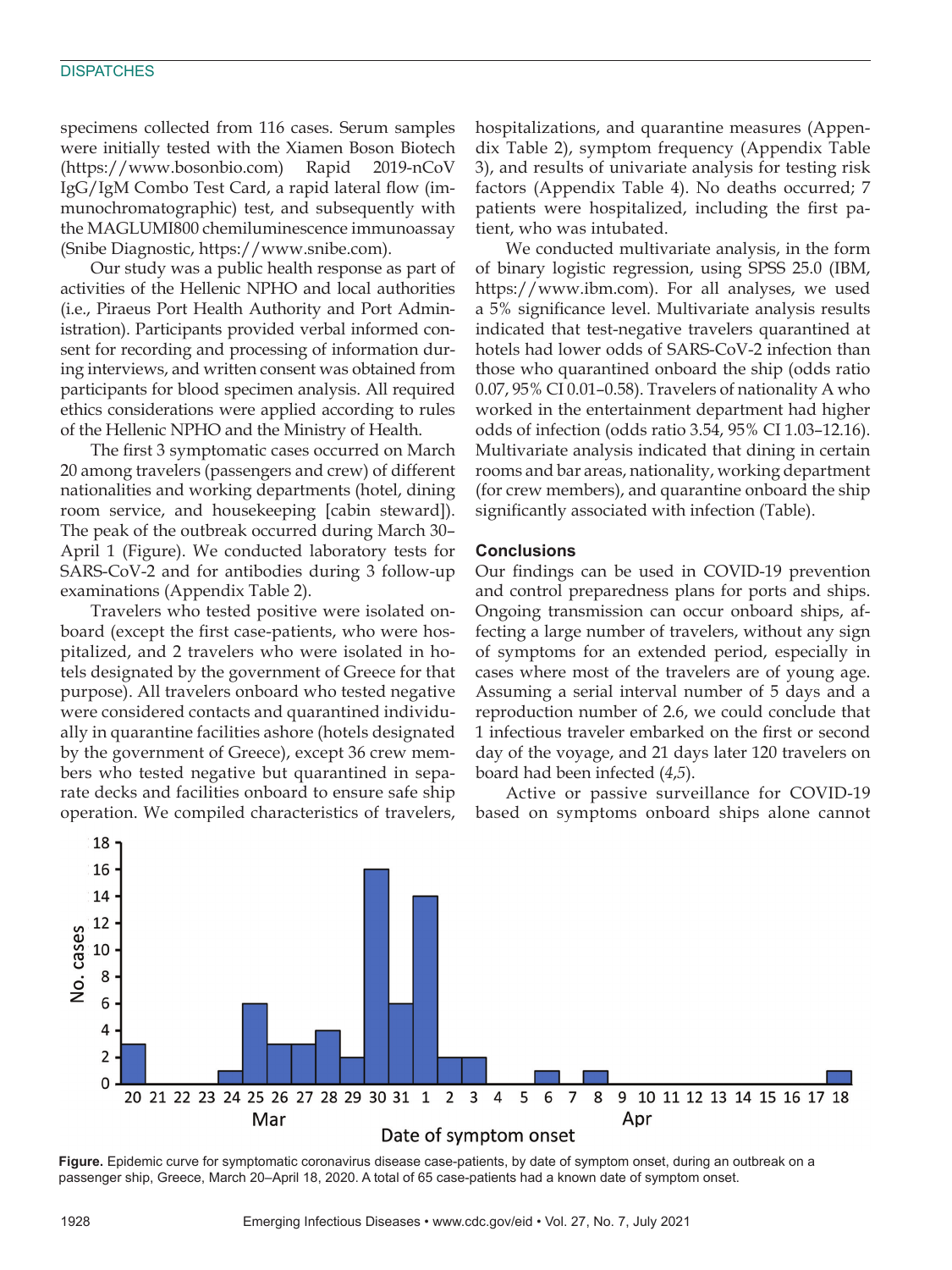specimens collected from 116 cases. Serum samples were initially tested with the Xiamen Boson Biotech (https://www.bosonbio.com) Rapid 2019-nCoV IgG/IgM Combo Test Card, a rapid lateral flow (immunochromatographic) test, and subsequently with the MAGLUMI800 chemiluminescence immunoassay (Snibe Diagnostic, https://www.snibe.com).

Our study was a public health response as part of activities of the Hellenic NPHO and local authorities (i.e., Piraeus Port Health Authority and Port Administration). Participants provided verbal informed consent for recording and processing of information during interviews, and written consent was obtained from participants for blood specimen analysis. All required ethics considerations were applied according to rules of the Hellenic NPHO and the Ministry of Health.

The first 3 symptomatic cases occurred on March 20 among travelers (passengers and crew) of different nationalities and working departments (hotel, dining room service, and housekeeping [cabin steward]). The peak of the outbreak occurred during March 30–April 1 (Figure). We conducted laboratory tests for SARS-CoV-2 and for antibodies during 3 follow-up examinations (Appendix Table 2).

Travelers who tested positive were isolated onboard (except the first case-patients, who were hospitalized, and 2 travelers who were isolated in hotels designated by the government of Greece for that purpose). All travelers onboard who tested negative were considered contacts and quarantined individually in quarantine facilities ashore (hotels designated by the government of Greece), except 36 crew members who tested negative but quarantined in separate decks and facilities onboard to ensure safe ship operation. We compiled characteristics of travelers, hospitalizations, and quarantine measures (Appendix Table 2), symptom frequency (Appendix Table 3), and results of univariate analysis for testing risk factors (Appendix Table 4). No deaths occurred; 7 patients were hospitalized, including the first patient, who was intubated.

We conducted multivariate analysis, in the form of binary logistic regression, using SPSS 25.0 (IBM, https://www.ibm.com). For all analyses, we used a 5% significance level. Multivariate analysis results indicated that test-negative travelers quarantined at hotels had lower odds of SARS-CoV-2 infection than those who quarantined onboard the ship (odds ratio 0.07, 95% CI 0.01–0.58). Travelers of nationality A who worked in the entertainment department had higher odds of infection (odds ratio 3.54, 95% CI 1.03–12.16). Multivariate analysis indicated that dining in certain rooms and bar areas, nationality, working department (for crew members), and quarantine onboard the ship significantly associated with infection (Table).

## Conclusions

Our findings can be used in COVID-19 prevention and control preparedness plans for ports and ships. Ongoing transmission can occur onboard ships, affecting a large number of travelers, without any sign of symptoms for an extended period, especially in cases where most of the travelers are of young age. Assuming a serial interval number of 5 days and a reproduction number of 2.6, we could conclude that 1 infectious traveler embarked on the first or second day of the voyage, and 21 days later 120 travelers on board had been infected (*4*,*5*).

Active or passive surveillance for COVID-19 based on symptoms onboard ships alone cannot

**Figure.** Epidemic curve for symptomatic coronavirus disease case-patients, by date of symptom onset, during an outbreak on a passenger ship, Greece, March 20–April 18, 2020. A total of 65 case-patients had a known date of symptom onset.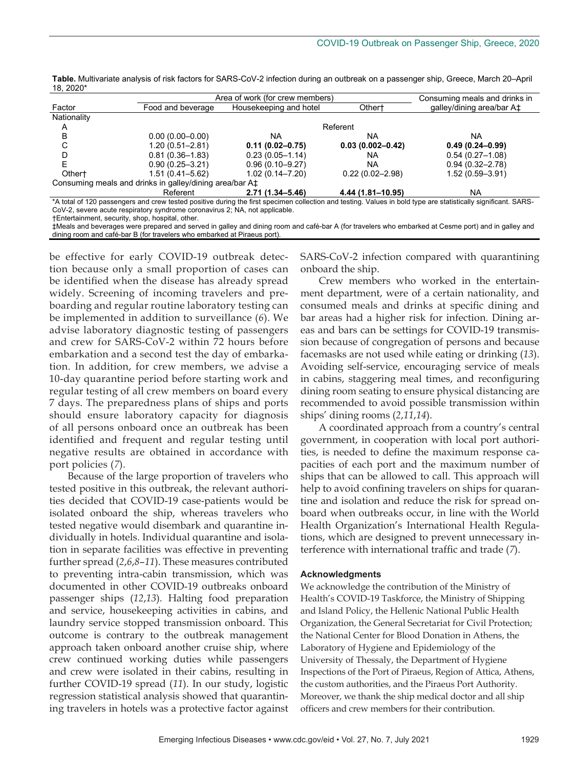**Table.** Multivariate analysis of risk factors for SARS-CoV-2 infection during an outbreak on a passenger ship, Greece, March 20–April 18, 2020*

| | Area of work (for crew members) | | | Consuming meals and drinks in |
|---|---|---|---|---|
| Factor | Food and beverage | Housekeeping and hotel | Other† | galley/dining area/bar A‡ |
| Nationality | | | | |
| A | | | Referent | |
| B | 0.00 (0.00–0.00) | NA | NA | NA |
| C | 1.20 (0.51–2.81) | **0.11 (0.02–0.75)** | **0.03 (0.002–0.42)** | **0.49 (0.24–0.99)** |
| D | 0.81 (0.36–1.83) | 0.23 (0.05–1.14) | NA | 0.54 (0.27–1.08) |
| E | 0.90 (0.25–3.21) | 0.96 (0.10–9.27) | NA | 0.94 (0.32–2.78) |
| Other† | 1.51 (0.41–5.62) | 1.02 (0.14–7.20) | 0.22 (0.02–2.98) | 1.52 (0.59–3.91) |
| Consuming meals and drinks in galley/dining area/bar A‡ | | | | |
| | Referent | **2.71 (1.34–5.46)** | **4.44 (1.81–10.95)** | NA |

*A total of 120 passengers and crew tested positive during the first specimen collection and testing. Values in bold type are statistically significant. SARS-CoV-2, severe acute respiratory syndrome coronavirus 2; NA, not applicable.
†Entertainment, security, shop, hospital, other.
‡Meals and beverages were prepared and served in galley and dining room and café-bar A (for travelers who embarked at Cesme port) and in galley and dining room and café-bar B (for travelers who embarked at Piraeus port).

be effective for early COVID-19 outbreak detection because only a small proportion of cases can be identified when the disease has already spread widely. Screening of incoming travelers and preboarding and regular routine laboratory testing can be implemented in addition to surveillance (*6*). We advise laboratory diagnostic testing of passengers and crew for SARS-CoV-2 within 72 hours before embarkation and a second test the day of embarkation. In addition, for crew members, we advise a 10-day quarantine period before starting work and regular testing of all crew members on board every 7 days. The preparedness plans of ships and ports should ensure laboratory capacity for diagnosis of all persons onboard once an outbreak has been identified and frequent and regular testing until negative results are obtained in accordance with port policies (*7*).

Because of the large proportion of travelers who tested positive in this outbreak, the relevant authorities decided that COVID-19 case-patients would be isolated onboard the ship, whereas travelers who tested negative would disembark and quarantine individually in hotels. Individual quarantine and isolation in separate facilities was effective in preventing further spread (*2*,*6*,*8*–*11*). These measures contributed to preventing intra-cabin transmission, which was documented in other COVID-19 outbreaks onboard passenger ships (*12*,*13*). Halting food preparation and service, housekeeping activities in cabins, and laundry service stopped transmission onboard. This outcome is contrary to the outbreak management approach taken onboard another cruise ship, where crew continued working duties while passengers and crew were isolated in their cabins, resulting in further COVID-19 spread (*11*). In our study, logistic regression statistical analysis showed that quarantining travelers in hotels was a protective factor against SARS-CoV-2 infection compared with quarantining onboard the ship.

Crew members who worked in the entertainment department, were of a certain nationality, and consumed meals and drinks at specific dining and bar areas had a higher risk for infection. Dining areas and bars can be settings for COVID-19 transmission because of congregation of persons and because facemasks are not used while eating or drinking (*13*). Avoiding self-service, encouraging service of meals in cabins, staggering meal times, and reconfiguring dining room seating to ensure physical distancing are recommended to avoid possible transmission within ships' dining rooms (*2*,*11*,*14*).

A coordinated approach from a country's central government, in cooperation with local port authorities, is needed to define the maximum response capacities of each port and the maximum number of ships that can be allowed to call. This approach will help to avoid confining travelers on ships for quarantine and isolation and reduce the risk for spread onboard when outbreaks occur, in line with the World Health Organization's International Health Regulations, which are designed to prevent unnecessary interference with international traffic and trade (*7*).

### Acknowledgments

We acknowledge the contribution of the Ministry of Health's COVID-19 Taskforce, the Ministry of Shipping and Island Policy, the Hellenic National Public Health Organization, the General Secretariat for Civil Protection; the National Center for Blood Donation in Athens, the Laboratory of Hygiene and Epidemiology of the University of Thessaly, the Department of Hygiene Inspections of the Port of Piraeus, Region of Attica, Athens, the custom authorities, and the Piraeus Port Authority. Moreover, we thank the ship medical doctor and all ship officers and crew members for their contribution.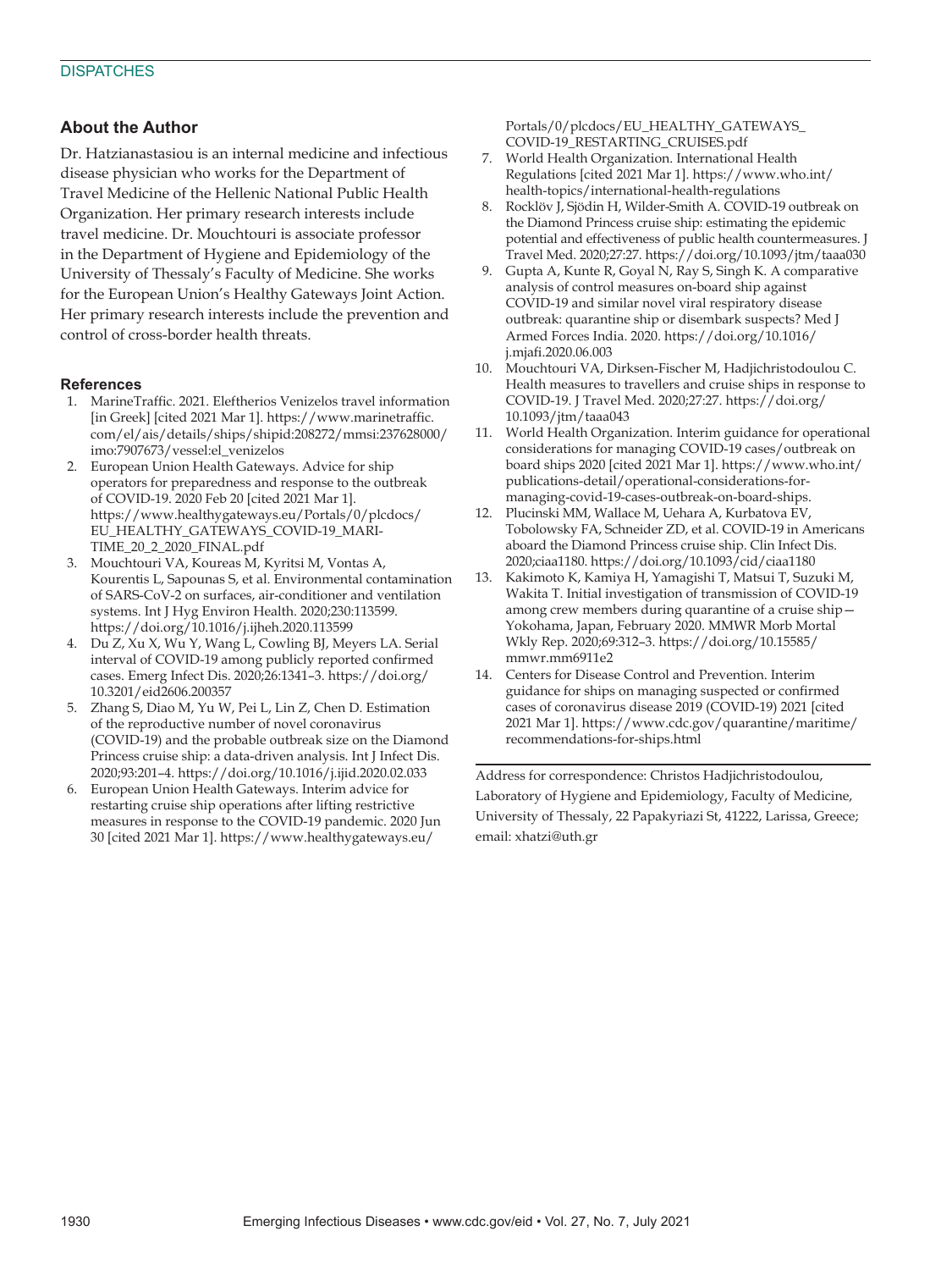## About the Author

Dr. Hatzianastasiou is an internal medicine and infectious disease physician who works for the Department of Travel Medicine of the Hellenic National Public Health Organization. Her primary research interests include travel medicine. Dr. Mouchtouri is associate professor in the Department of Hygiene and Epidemiology of the University of Thessaly's Faculty of Medicine. She works for the European Union's Healthy Gateways Joint Action. Her primary research interests include the prevention and control of cross-border health threats.

### References

1. MarineTraffic. 2021. Eleftherios Venizelos travel information [in Greek] [cited 2021 Mar 1]. https://www.marinetraffic.com/el/ais/details/ships/shipid:208272/mmsi:237628000/imo:7907673/vessel:el_venizelos
2. European Union Health Gateways. Advice for ship operators for preparedness and response to the outbreak of COVID-19. 2020 Feb 20 [cited 2021 Mar 1]. https://www.healthygateways.eu/Portals/0/plcdocs/EU_HEALTHY_GATEWAYS_COVID-19_MARITIME_20_2_2020_FINAL.pdf
3. Mouchtouri VA, Koureas M, Kyritsi M, Vontas A, Kourentis L, Sapounas S, et al. Environmental contamination of SARS-CoV-2 on surfaces, air-conditioner and ventilation systems. Int J Hyg Environ Health. 2020;230:113599. https://doi.org/10.1016/j.ijheh.2020.113599
4. Du Z, Xu X, Wu Y, Wang L, Cowling BJ, Meyers LA. Serial interval of COVID-19 among publicly reported confirmed cases. Emerg Infect Dis. 2020;26:1341–3. https://doi.org/10.3201/eid2606.200357
5. Zhang S, Diao M, Yu W, Pei L, Lin Z, Chen D. Estimation of the reproductive number of novel coronavirus (COVID-19) and the probable outbreak size on the Diamond Princess cruise ship: a data-driven analysis. Int J Infect Dis. 2020;93:201–4. https://doi.org/10.1016/j.ijid.2020.02.033
6. European Union Health Gateways. Interim advice for restarting cruise ship operations after lifting restrictive measures in response to the COVID-19 pandemic. 2020 Jun 30 [cited 2021 Mar 1]. https://www.healthygateways.eu/Portals/0/plcdocs/EU_HEALTHY_GATEWAYS_COVID-19_RESTARTING_CRUISES.pdf
7. World Health Organization. International Health Regulations [cited 2021 Mar 1]. https://www.who.int/health-topics/international-health-regulations
8. Rocklöv J, Sjödin H, Wilder-Smith A. COVID-19 outbreak on the Diamond Princess cruise ship: estimating the epidemic potential and effectiveness of public health countermeasures. J Travel Med. 2020;27:27. https://doi.org/10.1093/jtm/taaa030
9. Gupta A, Kunte R, Goyal N, Ray S, Singh K. A comparative analysis of control measures on-board ship against COVID-19 and similar novel viral respiratory disease outbreak: quarantine ship or disembark suspects? Med J Armed Forces India. 2020. https://doi.org/10.1016/j.mjafi.2020.06.003
10. Mouchtouri VA, Dirksen-Fischer M, Hadjichristodoulou C. Health measures to travellers and cruise ships in response to COVID-19. J Travel Med. 2020;27:27. https://doi.org/10.1093/jtm/taaa043
11. World Health Organization. Interim guidance for operational considerations for managing COVID-19 cases/outbreak on board ships 2020 [cited 2021 Mar 1]. https://www.who.int/publications-detail/operational-considerations-for-managing-covid-19-cases-outbreak-on-board-ships.
12. Plucinski MM, Wallace M, Uehara A, Kurbatova EV, Tobolowsky FA, Schneider ZD, et al. COVID-19 in Americans aboard the Diamond Princess cruise ship. Clin Infect Dis. 2020;ciaa1180. https://doi.org/10.1093/cid/ciaa1180
13. Kakimoto K, Kamiya H, Yamagishi T, Matsui T, Suzuki M, Wakita T. Initial investigation of transmission of COVID-19 among crew members during quarantine of a cruise ship—Yokohama, Japan, February 2020. MMWR Morb Mortal Wkly Rep. 2020;69:312–3. https://doi.org/10.15585/mmwr.mm6911e2
14. Centers for Disease Control and Prevention. Interim guidance for ships on managing suspected or confirmed cases of coronavirus disease 2019 (COVID-19) 2021 [cited 2021 Mar 1]. https://www.cdc.gov/quarantine/maritime/recommendations-for-ships.html

Address for correspondence: Christos Hadjichristodoulou, Laboratory of Hygiene and Epidemiology, Faculty of Medicine, University of Thessaly, 22 Papakyriazi St, 41222, Larissa, Greece; email: xhatzi@uth.gr